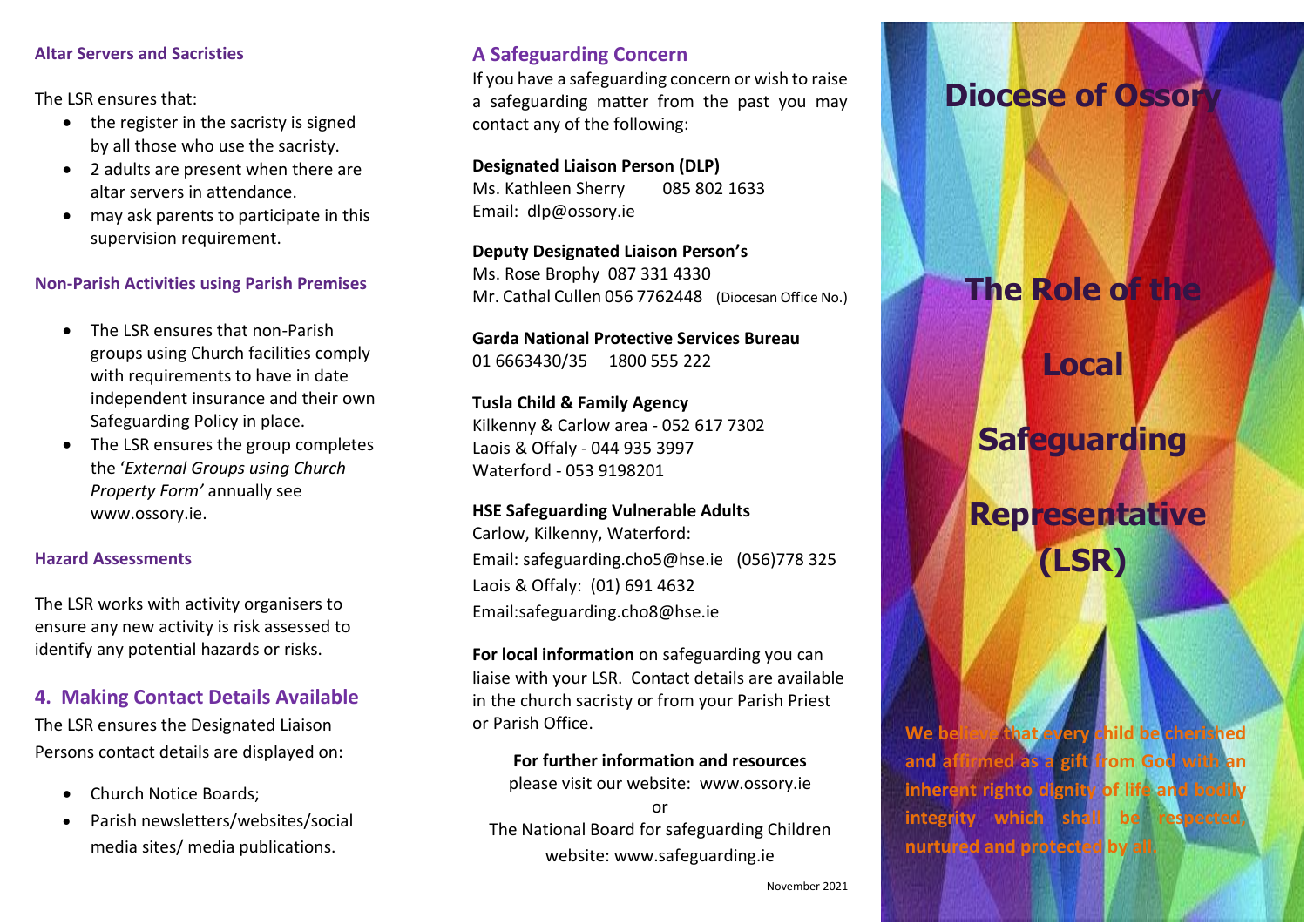### Altar Servers and Sacristies

The LSR ensures that:

- the register in the sacristy is signed by all those who use the sacristy.
- 2 adults are present when there are altar servers in attendance.
- may ask parents to participate in this supervision requirement.

### Non-Parish Activities using Parish Premises

- The LSR ensures that non-Parish groups using Church facilities comply with requirements to have in date independent insurance and their own Safeguarding Policy in place.
- The LSR ensures the group completes the '*External Groups using Church Property Form'* annually see www.ossory.ie.

### Hazard Assessments

The LSR works with activity organisers to ensure any new activity is risk assessed to identify any potential hazards or risks.

## 4. Making Contact Details Available

The LSR ensures the Designated Liaison Persons contact details are displayed on:

- Church Notice Boards;
- Parish newsletters/websites/social media sites/ media publications.

## A Safeguarding Concern

If you have a safeguarding concern or wish to raise a safeguarding matter from the past you may contact any of the following:

**Designated Liaison Person (DLP)**
Ms. Kathleen Sherry 085 802 1633
Email: dlp@ossory.ie

**Deputy Designated Liaison Person's**
Ms. Rose Brophy 087 331 4330
Mr. Cathal Cullen 056 7762448 (Diocesan Office No.)

**Garda National Protective Services Bureau**
01 6663430/35 1800 555 222

**Tusla Child & Family Agency**
Kilkenny & Carlow area - 052 617 7302
Laois & Offaly - 044 935 3997
Waterford - 053 9198201

**HSE Safeguarding Vulnerable Adults**
Carlow, Kilkenny, Waterford:
Email: safeguarding.cho5@hse.ie (056)778 325
Laois & Offaly: (01) 691 4632
Email:safeguarding.cho8@hse.ie

**For local information** on safeguarding you can liaise with your LSR. Contact details are available in the church sacristy or from your Parish Priest or Parish Office.

**For further information and resources**
please visit our website: www.ossory.ie
or
The National Board for safeguarding Children website: www.safeguarding.ie

November 2021

# Diocese of Ossory

# The Role of the Local Safeguarding Representative (LSR)

**We believe that every child be cherished and affirmed as a gift from God with an inherent righto dignity of life and bodily integrity which shall be respected, nurtured and protected by all.**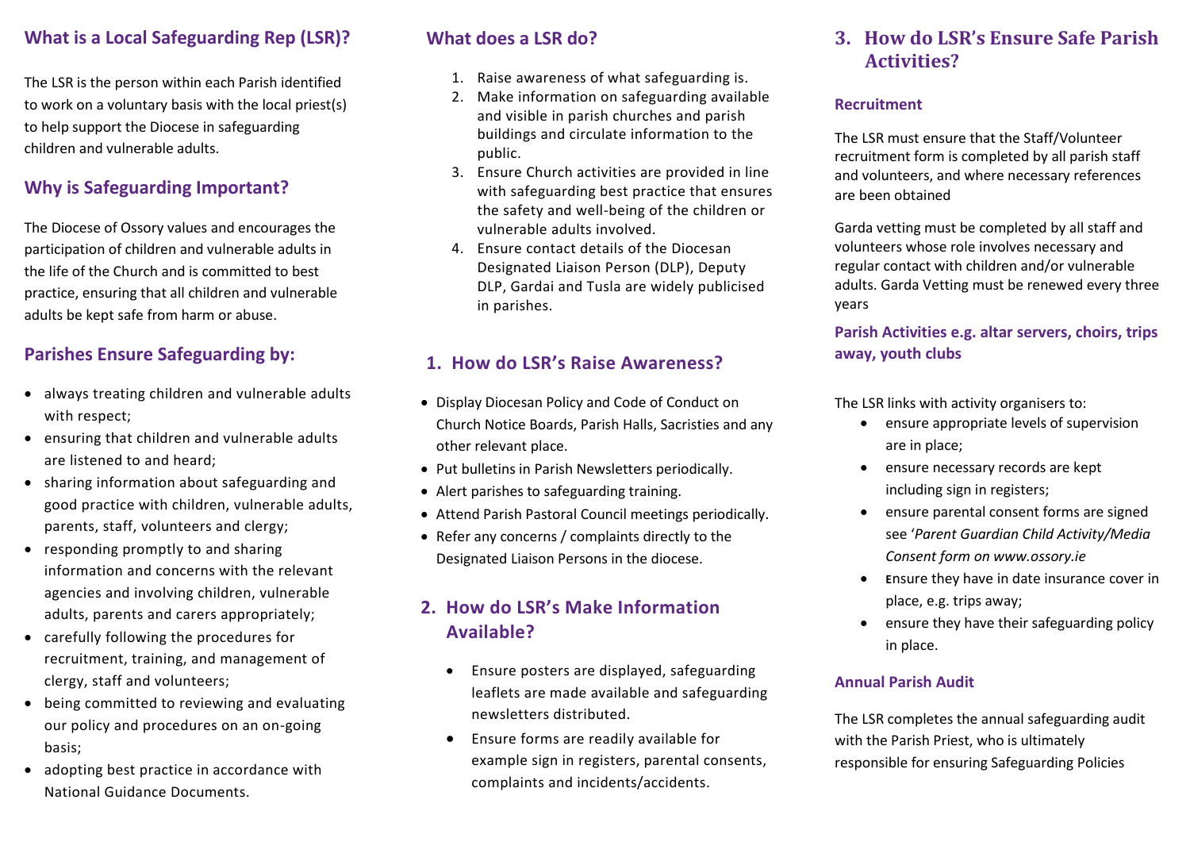## What is a Local Safeguarding Rep (LSR)?

The LSR is the person within each Parish identified to work on a voluntary basis with the local priest(s) to help support the Diocese in safeguarding children and vulnerable adults.

## Why is Safeguarding Important?

The Diocese of Ossory values and encourages the participation of children and vulnerable adults in the life of the Church and is committed to best practice, ensuring that all children and vulnerable adults be kept safe from harm or abuse.

## Parishes Ensure Safeguarding by:

- always treating children and vulnerable adults with respect;
- ensuring that children and vulnerable adults are listened to and heard;
- sharing information about safeguarding and good practice with children, vulnerable adults, parents, staff, volunteers and clergy;
- responding promptly to and sharing information and concerns with the relevant agencies and involving children, vulnerable adults, parents and carers appropriately;
- carefully following the procedures for recruitment, training, and management of clergy, staff and volunteers;
- being committed to reviewing and evaluating our policy and procedures on an on-going basis;
- adopting best practice in accordance with National Guidance Documents.

## What does a LSR do?

1. Raise awareness of what safeguarding is.
2. Make information on safeguarding available and visible in parish churches and parish buildings and circulate information to the public.
3. Ensure Church activities are provided in line with safeguarding best practice that ensures the safety and well-being of the children or vulnerable adults involved.
4. Ensure contact details of the Diocesan Designated Liaison Person (DLP), Deputy DLP, Gardai and Tusla are widely publicised in parishes.

## 1. How do LSR's Raise Awareness?

- Display Diocesan Policy and Code of Conduct on Church Notice Boards, Parish Halls, Sacristies and any other relevant place.
- Put bulletins in Parish Newsletters periodically.
- Alert parishes to safeguarding training.
- Attend Parish Pastoral Council meetings periodically.
- Refer any concerns / complaints directly to the Designated Liaison Persons in the diocese.

## 2. How do LSR's Make Information Available?

- Ensure posters are displayed, safeguarding leaflets are made available and safeguarding newsletters distributed.
- Ensure forms are readily available for example sign in registers, parental consents, complaints and incidents/accidents.

## 3. How do LSR's Ensure Safe Parish Activities?

### Recruitment

The LSR must ensure that the Staff/Volunteer recruitment form is completed by all parish staff and volunteers, and where necessary references are been obtained

Garda vetting must be completed by all staff and volunteers whose role involves necessary and regular contact with children and/or vulnerable adults. Garda Vetting must be renewed every three years

### Parish Activities e.g. altar servers, choirs, trips away, youth clubs

The LSR links with activity organisers to:

- ensure appropriate levels of supervision are in place;
- ensure necessary records are kept including sign in registers;
- ensure parental consent forms are signed see '*Parent Guardian Child Activity/Media Consent form on www.ossory.ie*
- Ensure they have in date insurance cover in place, e.g. trips away;
- ensure they have their safeguarding policy in place.

### Annual Parish Audit

The LSR completes the annual safeguarding audit with the Parish Priest, who is ultimately responsible for ensuring Safeguarding Policies